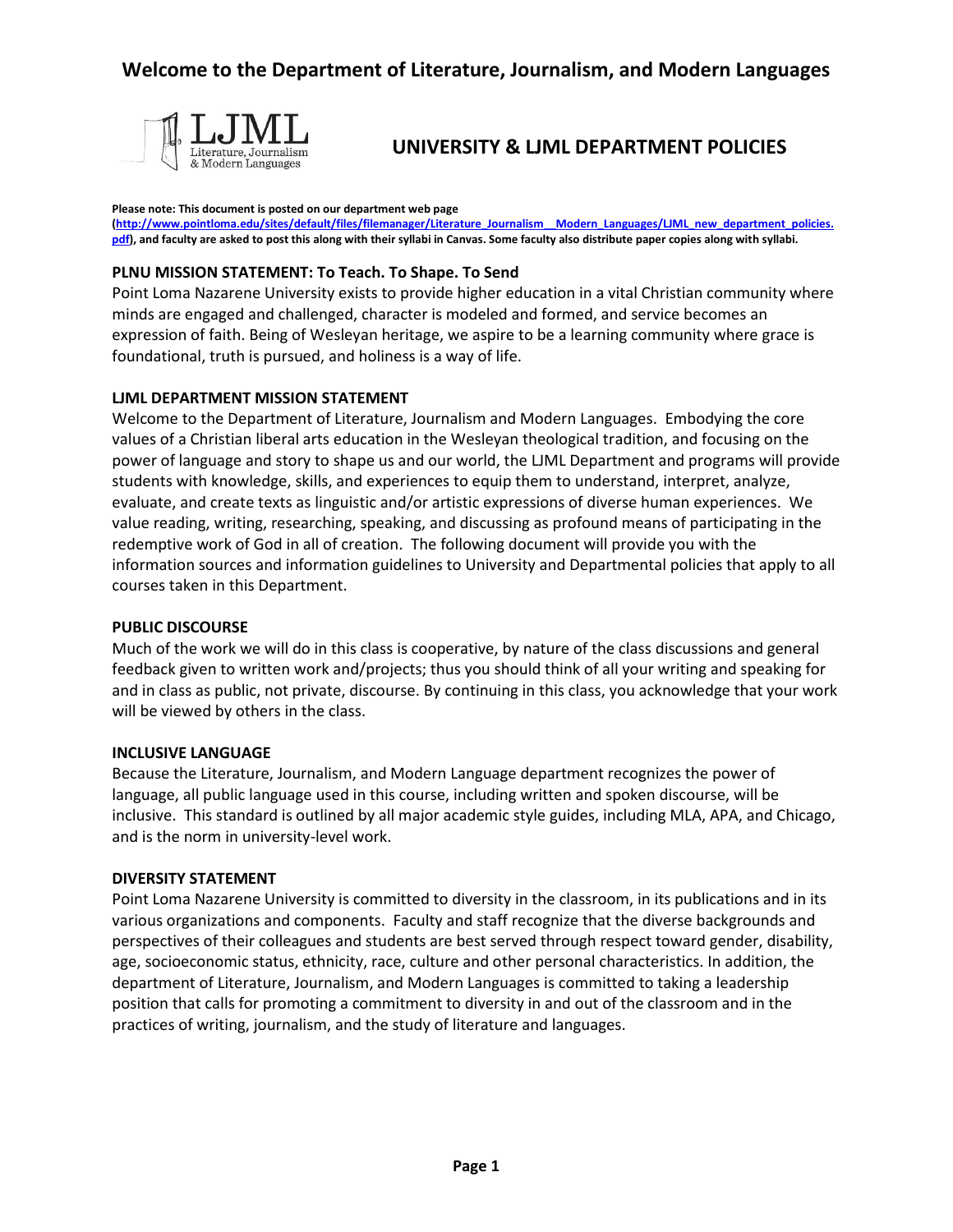# Welcome to the Department of Literature, Journalism, and Modern Languages

LJML Literature, Journalism & Modern Languages

## UNIVERSITY & LJML DEPARTMENT POLICIES

**Please note: This document is posted on our department web page (http://www.pointloma.edu/sites/default/files/filemanager/Literature_Journalism__Modern_Languages/LJML_new_department_policies.pdf), and faculty are asked to post this along with their syllabi in Canvas. Some faculty also distribute paper copies along with syllabi.**

### PLNU MISSION STATEMENT: To Teach. To Shape. To Send

Point Loma Nazarene University exists to provide higher education in a vital Christian community where minds are engaged and challenged, character is modeled and formed, and service becomes an expression of faith. Being of Wesleyan heritage, we aspire to be a learning community where grace is foundational, truth is pursued, and holiness is a way of life.

### LJML DEPARTMENT MISSION STATEMENT

Welcome to the Department of Literature, Journalism and Modern Languages. Embodying the core values of a Christian liberal arts education in the Wesleyan theological tradition, and focusing on the power of language and story to shape us and our world, the LJML Department and programs will provide students with knowledge, skills, and experiences to equip them to understand, interpret, analyze, evaluate, and create texts as linguistic and/or artistic expressions of diverse human experiences. We value reading, writing, researching, speaking, and discussing as profound means of participating in the redemptive work of God in all of creation. The following document will provide you with the information sources and information guidelines to University and Departmental policies that apply to all courses taken in this Department.

### PUBLIC DISCOURSE

Much of the work we will do in this class is cooperative, by nature of the class discussions and general feedback given to written work and/projects; thus you should think of all your writing and speaking for and in class as public, not private, discourse. By continuing in this class, you acknowledge that your work will be viewed by others in the class.

### INCLUSIVE LANGUAGE

Because the Literature, Journalism, and Modern Language department recognizes the power of language, all public language used in this course, including written and spoken discourse, will be inclusive. This standard is outlined by all major academic style guides, including MLA, APA, and Chicago, and is the norm in university-level work.

### DIVERSITY STATEMENT

Point Loma Nazarene University is committed to diversity in the classroom, in its publications and in its various organizations and components. Faculty and staff recognize that the diverse backgrounds and perspectives of their colleagues and students are best served through respect toward gender, disability, age, socioeconomic status, ethnicity, race, culture and other personal characteristics. In addition, the department of Literature, Journalism, and Modern Languages is committed to taking a leadership position that calls for promoting a commitment to diversity in and out of the classroom and in the practices of writing, journalism, and the study of literature and languages.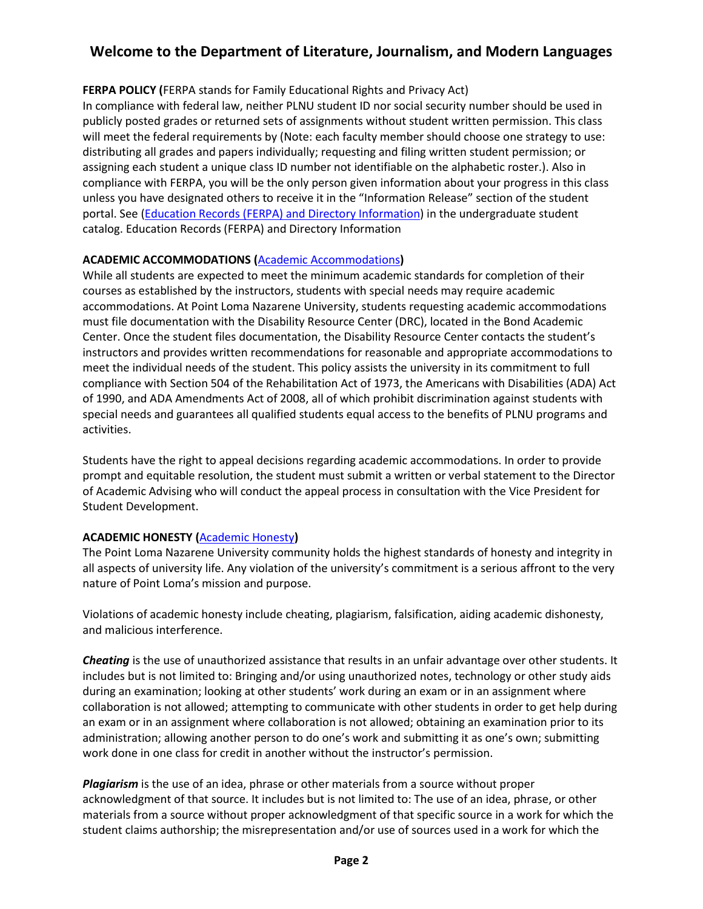# Welcome to the Department of Literature, Journalism, and Modern Languages

**FERPA POLICY (**FERPA stands for Family Educational Rights and Privacy Act)
In compliance with federal law, neither PLNU student ID nor social security number should be used in publicly posted grades or returned sets of assignments without student written permission. This class will meet the federal requirements by (Note: each faculty member should choose one strategy to use: distributing all grades and papers individually; requesting and filing written student permission; or assigning each student a unique class ID number not identifiable on the alphabetic roster.). Also in compliance with FERPA, you will be the only person given information about your progress in this class unless you have designated others to receive it in the "Information Release" section of the student portal. See (Education Records (FERPA) and Directory Information) in the undergraduate student catalog. Education Records (FERPA) and Directory Information

**ACADEMIC ACCOMMODATIONS (Academic Accommodations)**
While all students are expected to meet the minimum academic standards for completion of their courses as established by the instructors, students with special needs may require academic accommodations. At Point Loma Nazarene University, students requesting academic accommodations must file documentation with the Disability Resource Center (DRC), located in the Bond Academic Center. Once the student files documentation, the Disability Resource Center contacts the student's instructors and provides written recommendations for reasonable and appropriate accommodations to meet the individual needs of the student. This policy assists the university in its commitment to full compliance with Section 504 of the Rehabilitation Act of 1973, the Americans with Disabilities (ADA) Act of 1990, and ADA Amendments Act of 2008, all of which prohibit discrimination against students with special needs and guarantees all qualified students equal access to the benefits of PLNU programs and activities.

Students have the right to appeal decisions regarding academic accommodations. In order to provide prompt and equitable resolution, the student must submit a written or verbal statement to the Director of Academic Advising who will conduct the appeal process in consultation with the Vice President for Student Development.

**ACADEMIC HONESTY (Academic Honesty)**
The Point Loma Nazarene University community holds the highest standards of honesty and integrity in all aspects of university life. Any violation of the university's commitment is a serious affront to the very nature of Point Loma's mission and purpose.

Violations of academic honesty include cheating, plagiarism, falsification, aiding academic dishonesty, and malicious interference.

***Cheating*** is the use of unauthorized assistance that results in an unfair advantage over other students. It includes but is not limited to: Bringing and/or using unauthorized notes, technology or other study aids during an examination; looking at other students' work during an exam or in an assignment where collaboration is not allowed; attempting to communicate with other students in order to get help during an exam or in an assignment where collaboration is not allowed; obtaining an examination prior to its administration; allowing another person to do one's work and submitting it as one's own; submitting work done in one class for credit in another without the instructor's permission.

***Plagiarism*** is the use of an idea, phrase or other materials from a source without proper acknowledgment of that source. It includes but is not limited to: The use of an idea, phrase, or other materials from a source without proper acknowledgment of that specific source in a work for which the student claims authorship; the misrepresentation and/or use of sources used in a work for which the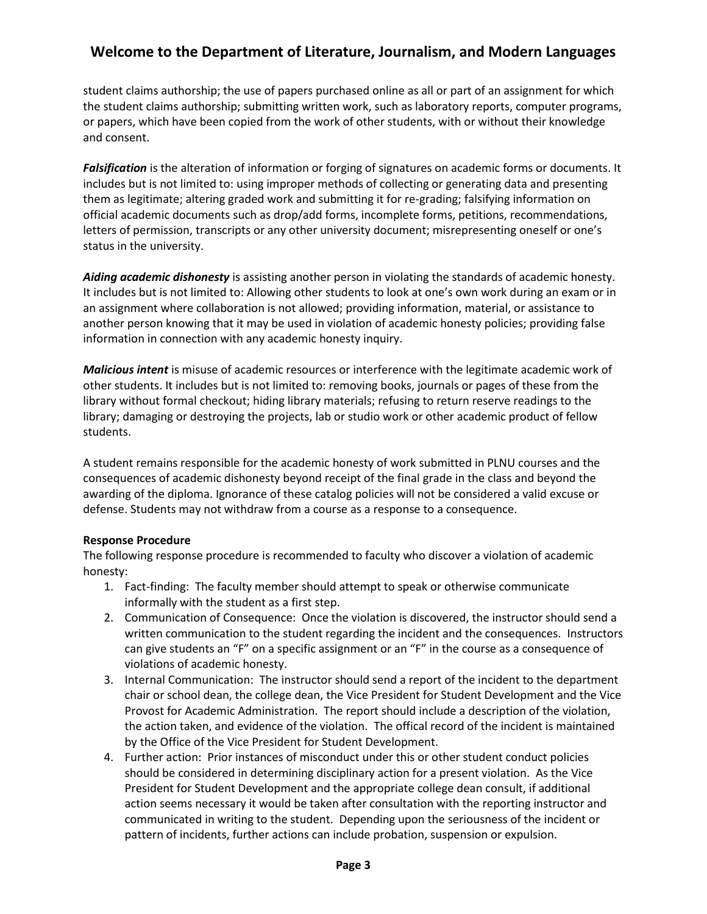student claims authorship; the use of papers purchased online as all or part of an assignment for which the student claims authorship; submitting written work, such as laboratory reports, computer programs, or papers, which have been copied from the work of other students, with or without their knowledge and consent.

***Falsification*** is the alteration of information or forging of signatures on academic forms or documents. It includes but is not limited to: using improper methods of collecting or generating data and presenting them as legitimate; altering graded work and submitting it for re-grading; falsifying information on official academic documents such as drop/add forms, incomplete forms, petitions, recommendations, letters of permission, transcripts or any other university document; misrepresenting oneself or one's status in the university.

***Aiding academic dishonesty*** is assisting another person in violating the standards of academic honesty. It includes but is not limited to: Allowing other students to look at one's own work during an exam or in an assignment where collaboration is not allowed; providing information, material, or assistance to another person knowing that it may be used in violation of academic honesty policies; providing false information in connection with any academic honesty inquiry.

***Malicious intent*** is misuse of academic resources or interference with the legitimate academic work of other students. It includes but is not limited to: removing books, journals or pages of these from the library without formal checkout; hiding library materials; refusing to return reserve readings to the library; damaging or destroying the projects, lab or studio work or other academic product of fellow students.

A student remains responsible for the academic honesty of work submitted in PLNU courses and the consequences of academic dishonesty beyond receipt of the final grade in the class and beyond the awarding of the diploma. Ignorance of these catalog policies will not be considered a valid excuse or defense. Students may not withdraw from a course as a response to a consequence.

**Response Procedure**

The following response procedure is recommended to faculty who discover a violation of academic honesty:

1. Fact-finding: The faculty member should attempt to speak or otherwise communicate informally with the student as a first step.
2. Communication of Consequence: Once the violation is discovered, the instructor should send a written communication to the student regarding the incident and the consequences. Instructors can give students an "F" on a specific assignment or an "F" in the course as a consequence of violations of academic honesty.
3. Internal Communication: The instructor should send a report of the incident to the department chair or school dean, the college dean, the Vice President for Student Development and the Vice Provost for Academic Administration. The report should include a description of the violation, the action taken, and evidence of the violation. The offical record of the incident is maintained by the Office of the Vice President for Student Development.
4. Further action: Prior instances of misconduct under this or other student conduct policies should be considered in determining disciplinary action for a present violation. As the Vice President for Student Development and the appropriate college dean consult, if additional action seems necessary it would be taken after consultation with the reporting instructor and communicated in writing to the student. Depending upon the seriousness of the incident or pattern of incidents, further actions can include probation, suspension or expulsion.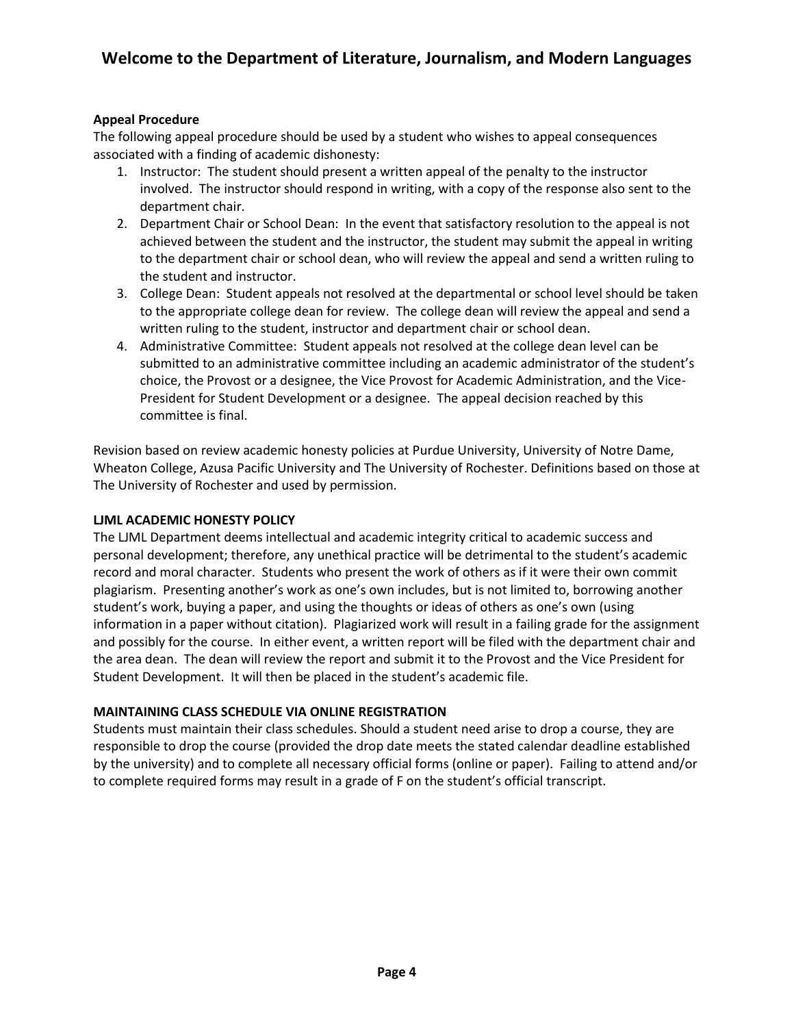### Appeal Procedure

The following appeal procedure should be used by a student who wishes to appeal consequences associated with a finding of academic dishonesty:

1. Instructor: The student should present a written appeal of the penalty to the instructor involved. The instructor should respond in writing, with a copy of the response also sent to the department chair.
2. Department Chair or School Dean: In the event that satisfactory resolution to the appeal is not achieved between the student and the instructor, the student may submit the appeal in writing to the department chair or school dean, who will review the appeal and send a written ruling to the student and instructor.
3. College Dean: Student appeals not resolved at the departmental or school level should be taken to the appropriate college dean for review. The college dean will review the appeal and send a written ruling to the student, instructor and department chair or school dean.
4. Administrative Committee: Student appeals not resolved at the college dean level can be submitted to an administrative committee including an academic administrator of the student's choice, the Provost or a designee, the Vice Provost for Academic Administration, and the Vice-President for Student Development or a designee. The appeal decision reached by this committee is final.

Revision based on review academic honesty policies at Purdue University, University of Notre Dame, Wheaton College, Azusa Pacific University and The University of Rochester. Definitions based on those at The University of Rochester and used by permission.

### LJML ACADEMIC HONESTY POLICY

The LJML Department deems intellectual and academic integrity critical to academic success and personal development; therefore, any unethical practice will be detrimental to the student's academic record and moral character. Students who present the work of others as if it were their own commit plagiarism. Presenting another's work as one's own includes, but is not limited to, borrowing another student's work, buying a paper, and using the thoughts or ideas of others as one's own (using information in a paper without citation). Plagiarized work will result in a failing grade for the assignment and possibly for the course. In either event, a written report will be filed with the department chair and the area dean. The dean will review the report and submit it to the Provost and the Vice President for Student Development. It will then be placed in the student's academic file.

### MAINTAINING CLASS SCHEDULE VIA ONLINE REGISTRATION

Students must maintain their class schedules. Should a student need arise to drop a course, they are responsible to drop the course (provided the drop date meets the stated calendar deadline established by the university) and to complete all necessary official forms (online or paper). Failing to attend and/or to complete required forms may result in a grade of F on the student's official transcript.